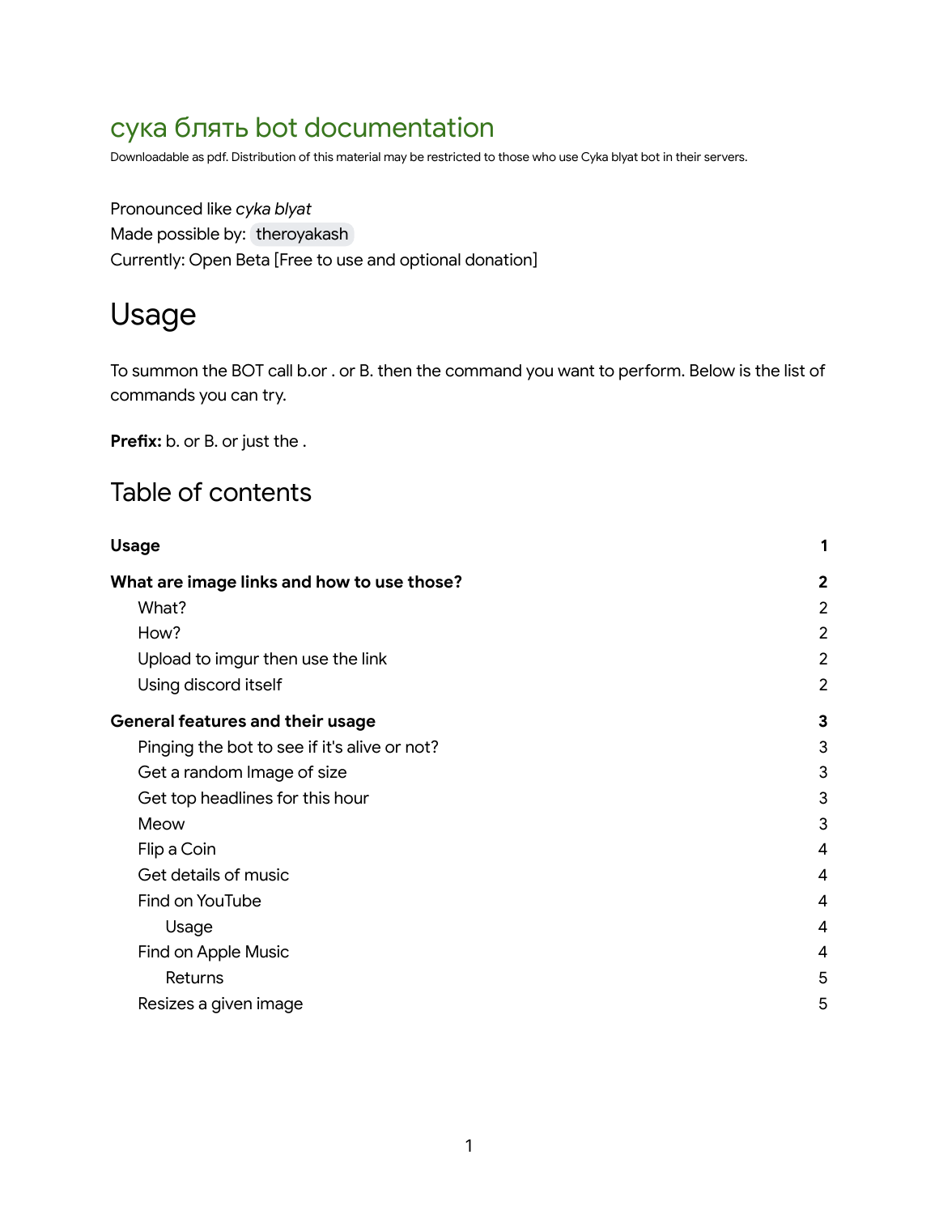# сука блять bot documentation

Downloadable as pdf. Distribution of this material may be restricted to those who use Cyka blyat bot in their servers.

Pronounced like *cyka blyat*
Made possible by: theroyakash
Currently: Open Beta [Free to use and optional donation]

# Usage

To summon the BOT call b.or . or B. then the command you want to perform. Below is the list of commands you can try.

**Prefix:** b. or B. or just the .

## Table of contents

| | |
|---|---|
| **Usage** | **1** |
| **What are image links and how to use those?** | **2** |
| What? | 2 |
| How? | 2 |
| Upload to imgur then use the link | 2 |
| Using discord itself | 2 |
| **General features and their usage** | **3** |
| Pinging the bot to see if it's alive or not? | 3 |
| Get a random Image of size | 3 |
| Get top headlines for this hour | 3 |
| Meow | 3 |
| Flip a Coin | 4 |
| Get details of music | 4 |
| Find on YouTube | 4 |
| Usage | 4 |
| Find on Apple Music | 4 |
| Returns | 5 |
| Resizes a given image | 5 |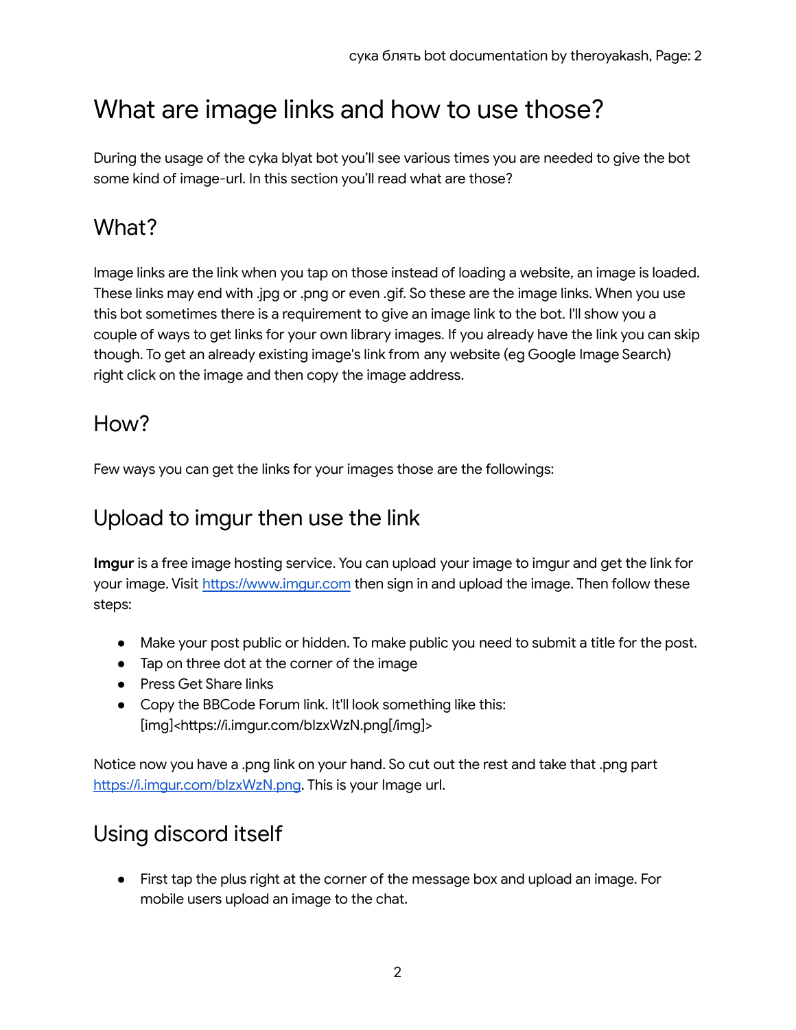# What are image links and how to use those?

During the usage of the cyka blyat bot you'll see various times you are needed to give the bot some kind of image-url. In this section you'll read what are those?

## What?

Image links are the link when you tap on those instead of loading a website, an image is loaded. These links may end with .jpg or .png or even .gif. So these are the image links. When you use this bot sometimes there is a requirement to give an image link to the bot. I'll show you a couple of ways to get links for your own library images. If you already have the link you can skip though. To get an already existing image's link from any website (eg Google Image Search) right click on the image and then copy the image address.

## How?

Few ways you can get the links for your images those are the followings:

## Upload to imgur then use the link

**Imgur** is a free image hosting service. You can upload your image to imgur and get the link for your image. Visit [https://www.imgur.com](https://www.imgur.com) then sign in and upload the image. Then follow these steps:

- Make your post public or hidden. To make public you need to submit a title for the post.
- Tap on three dot at the corner of the image
- Press Get Share links
- Copy the BBCode Forum link. It'll look something like this: [img]<https://i.imgur.com/blzxWzN.png[/img]>

Notice now you have a .png link on your hand. So cut out the rest and take that .png part [https://i.imgur.com/blzxWzN.png](https://i.imgur.com/blzxWzN.png). This is your Image url.

## Using discord itself

- First tap the plus right at the corner of the message box and upload an image. For mobile users upload an image to the chat.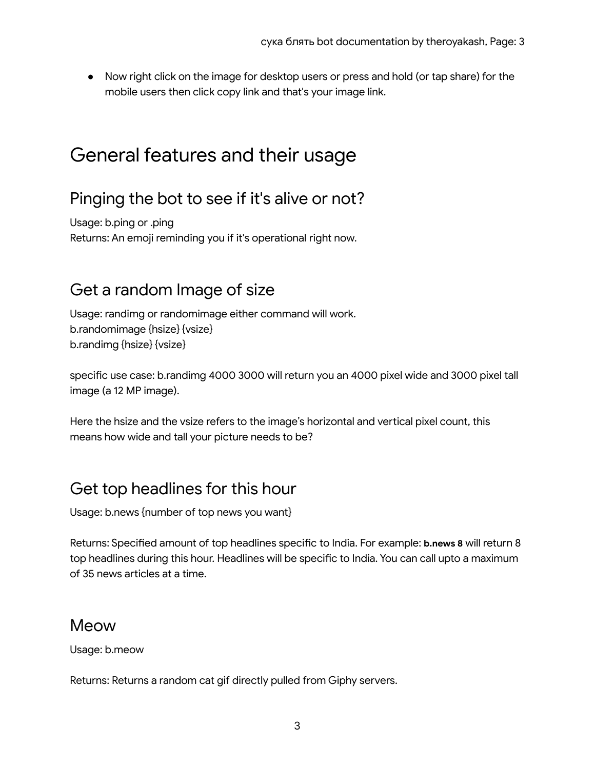- Now right click on the image for desktop users or press and hold (or tap share) for the mobile users then click copy link and that's your image link.

# General features and their usage

## Pinging the bot to see if it's alive or not?

Usage: b.ping or .ping
Returns: An emoji reminding you if it's operational right now.

## Get a random Image of size

Usage: randimg or randomimage either command will work.
b.randomimage {hsize} {vsize}
b.randimg {hsize} {vsize}

specific use case: b.randimg 4000 3000 will return you an 4000 pixel wide and 3000 pixel tall image (a 12 MP image).

Here the hsize and the vsize refers to the image's horizontal and vertical pixel count, this means how wide and tall your picture needs to be?

## Get top headlines for this hour

Usage: b.news {number of top news you want}

Returns: Specified amount of top headlines specific to India. For example: **b.news 8** will return 8 top headlines during this hour. Headlines will be specific to India. You can call upto a maximum of 35 news articles at a time.

## Meow

Usage: b.meow

Returns: Returns a random cat gif directly pulled from Giphy servers.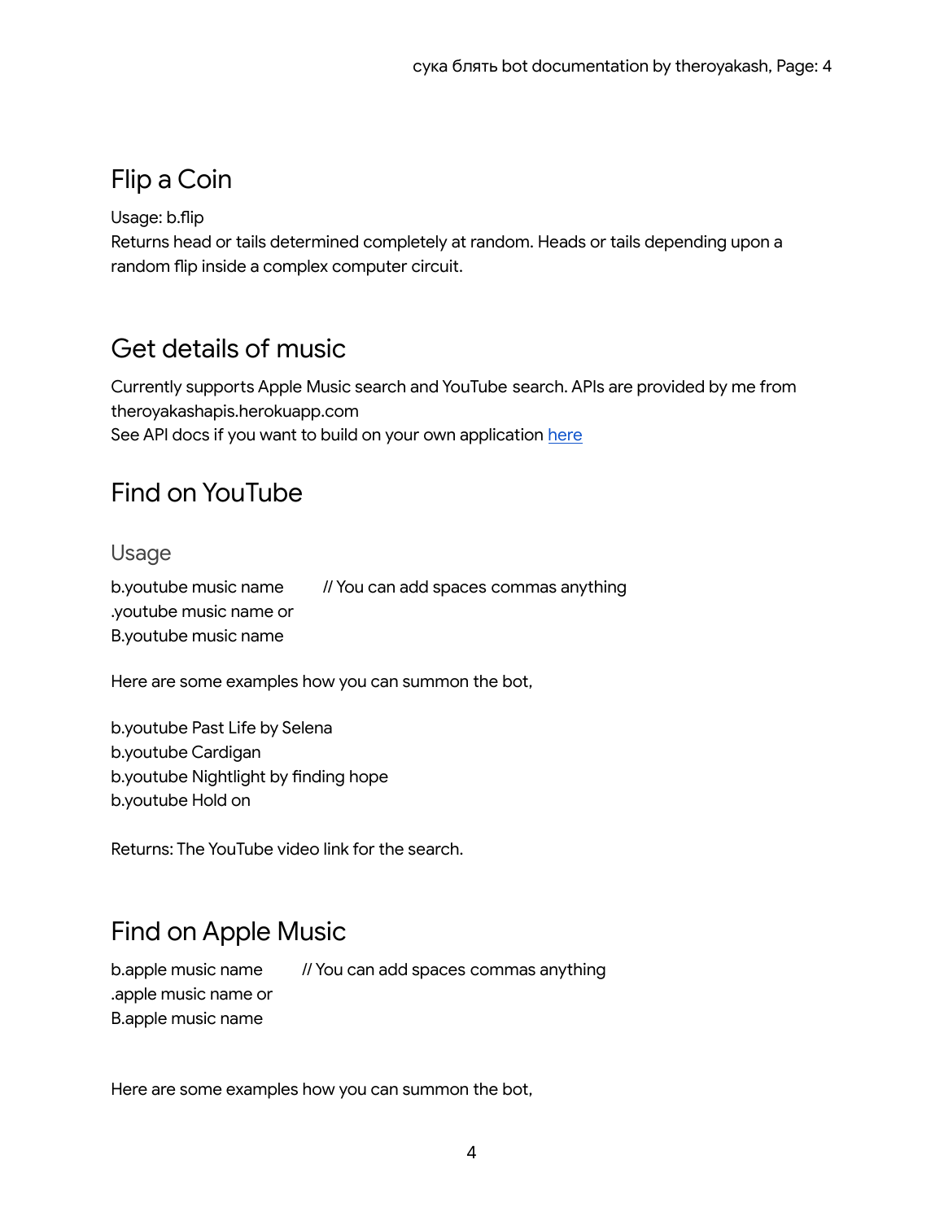## Flip a Coin

Usage: b.flip
Returns head or tails determined completely at random. Heads or tails depending upon a random flip inside a complex computer circuit.

## Get details of music

Currently supports Apple Music search and YouTube search. APIs are provided by me from theroyakashapis.herokuapp.com
See API docs if you want to build on your own application [here]()

## Find on YouTube

### Usage

b.youtube music name        // You can add spaces commas anything
.youtube music name or
B.youtube music name

Here are some examples how you can summon the bot,

b.youtube Past Life by Selena
b.youtube Cardigan
b.youtube Nightlight by finding hope
b.youtube Hold on

Returns: The YouTube video link for the search.

## Find on Apple Music

b.apple music name        // You can add spaces commas anything
.apple music name or
B.apple music name

Here are some examples how you can summon the bot,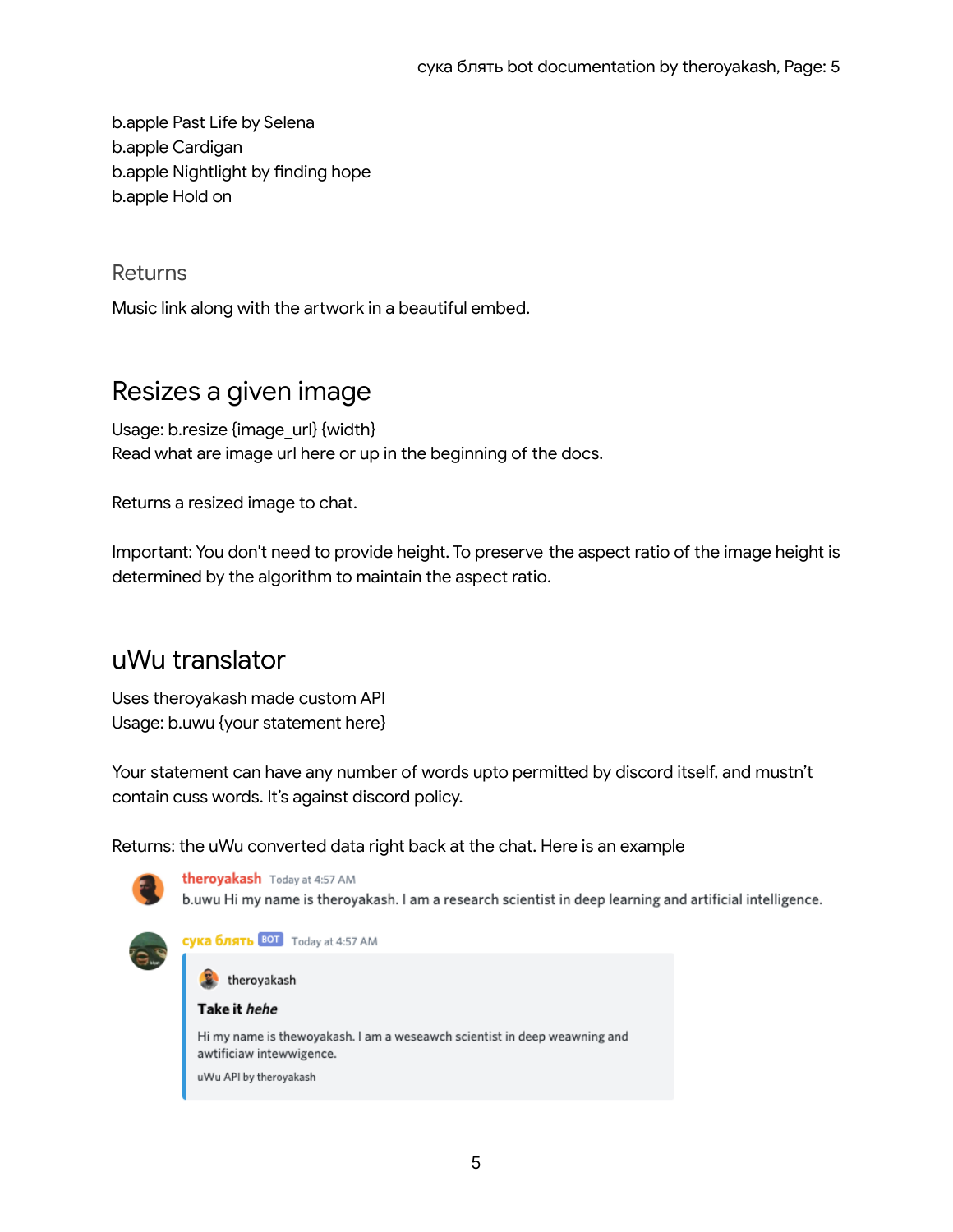b.apple Past Life by Selena
b.apple Cardigan
b.apple Nightlight by finding hope
b.apple Hold on

### Returns

Music link along with the artwork in a beautiful embed.

## Resizes a given image

Usage: b.resize {image_url} {width}
Read what are image url here or up in the beginning of the docs.

Returns a resized image to chat.

Important: You don't need to provide height. To preserve the aspect ratio of the image height is determined by the algorithm to maintain the aspect ratio.

## uWu translator

Uses theroyakash made custom API
Usage: b.uwu {your statement here}

Your statement can have any number of words upto permitted by discord itself, and mustn't contain cuss words. It's against discord policy.

Returns: the uWu converted data right back at the chat. Here is an example

theroyakash Today at 4:57 AM
b.uwu Hi my name is theroyakash. I am a research scientist in deep learning and artificial intelligence.

сука блять BOT Today at 4:57 AM

theroyakash

**Take it *hehe***

Hi my name is thewoyakash. I am a weseawch scientist in deep weawning and awtificiaw intewwigence.

uWu API by theroyakash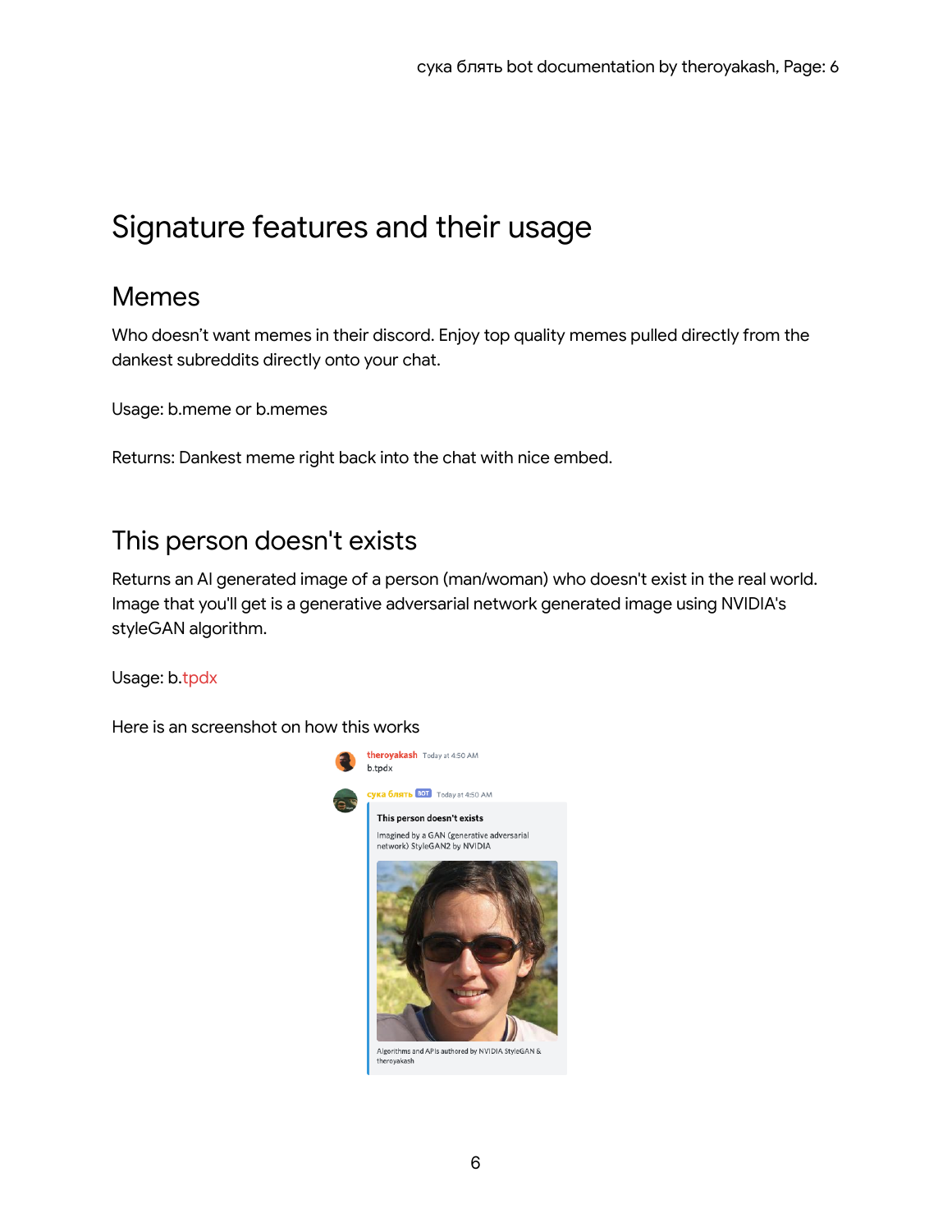# Signature features and their usage

## Memes

Who doesn't want memes in their discord. Enjoy top quality memes pulled directly from the dankest subreddits directly onto your chat.

Usage: b.meme or b.memes

Returns: Dankest meme right back into the chat with nice embed.

## This person doesn't exists

Returns an AI generated image of a person (man/woman) who doesn't exist in the real world. Image that you'll get is a generative adversarial network generated image using NVIDIA's styleGAN algorithm.

Usage: b.tpdx

Here is an screenshot on how this works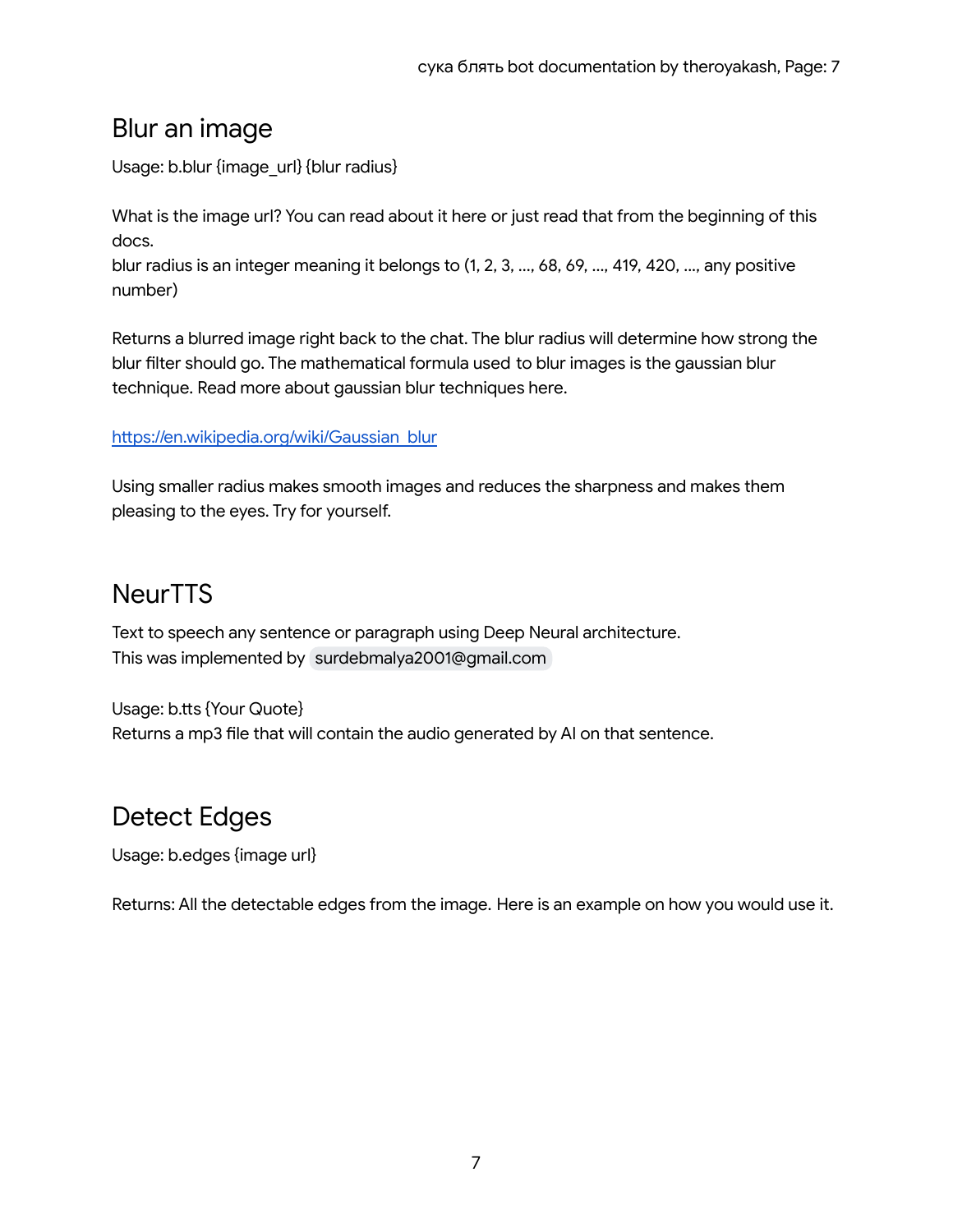## Blur an image

Usage: b.blur {image_url} {blur radius}

What is the image url? You can read about it here or just read that from the beginning of this docs.
blur radius is an integer meaning it belongs to (1, 2, 3, ..., 68, 69, ..., 419, 420, ..., any positive number)

Returns a blurred image right back to the chat. The blur radius will determine how strong the blur filter should go. The mathematical formula used to blur images is the gaussian blur technique. Read more about gaussian blur techniques here.

[https://en.wikipedia.org/wiki/Gaussian_blur](https://en.wikipedia.org/wiki/Gaussian_blur)

Using smaller radius makes smooth images and reduces the sharpness and makes them pleasing to the eyes. Try for yourself.

## NeurTTS

Text to speech any sentence or paragraph using Deep Neural architecture.
This was implemented by surdebmalya2001@gmail.com

Usage: b.tts {Your Quote}
Returns a mp3 file that will contain the audio generated by AI on that sentence.

## Detect Edges

Usage: b.edges {image url}

Returns: All the detectable edges from the image. Here is an example on how you would use it.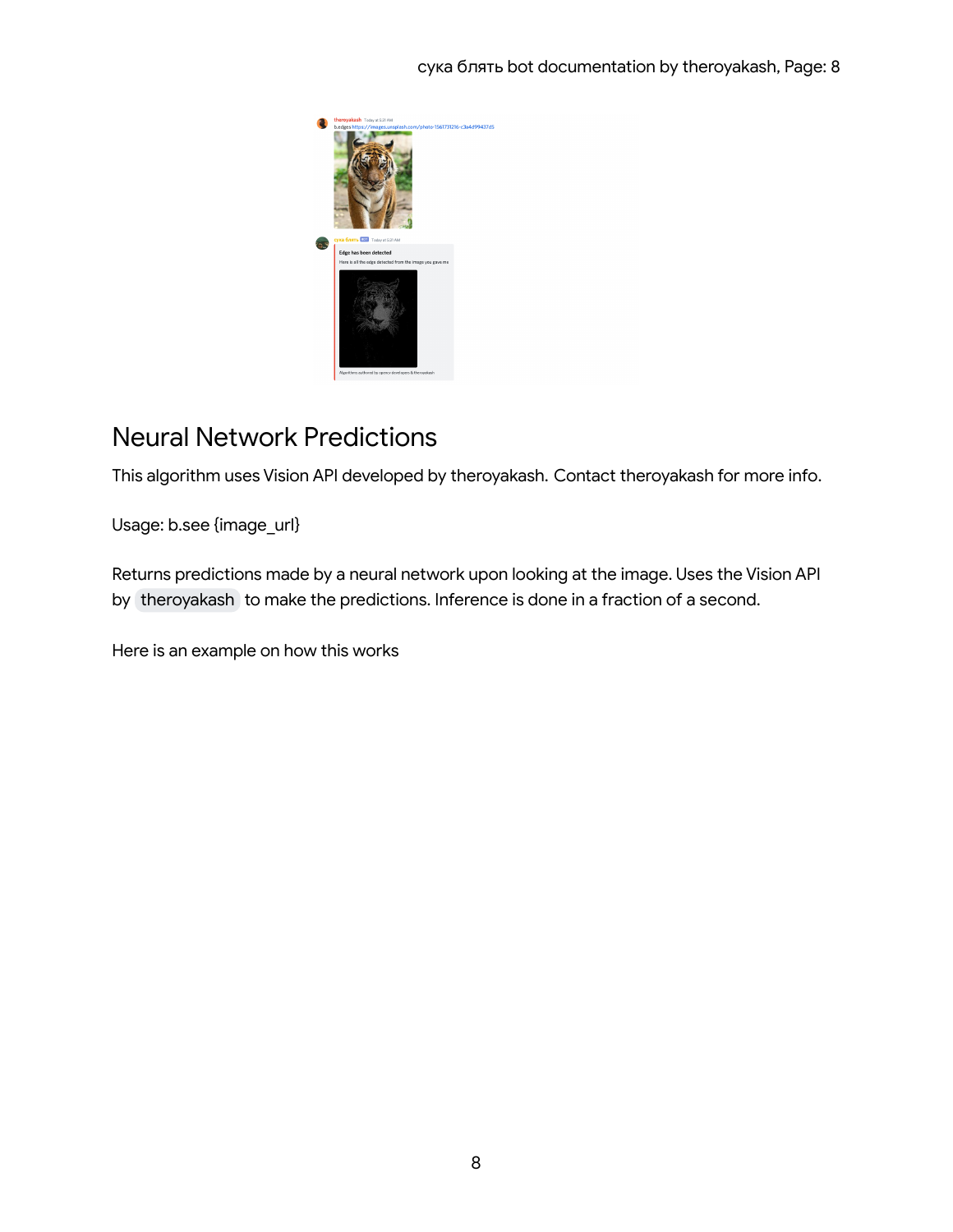## Neural Network Predictions

This algorithm uses Vision API developed by theroyakash. Contact theroyakash for more info.

Usage: b.see {image_url}

Returns predictions made by a neural network upon looking at the image. Uses the Vision API by theroyakash to make the predictions. Inference is done in a fraction of a second.

Here is an example on how this works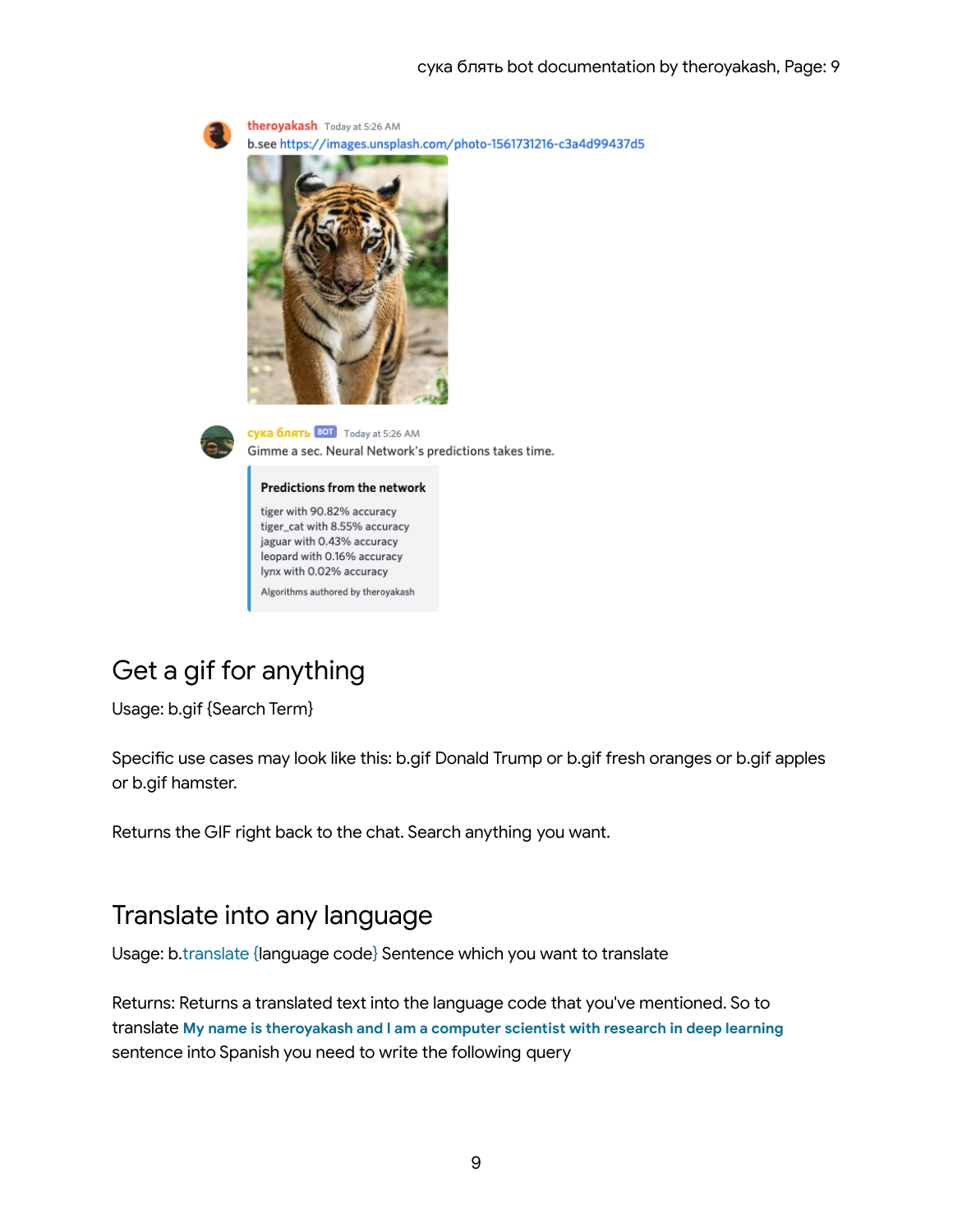theroyakash Today at 5:26 AM
b.see https://images.unsplash.com/photo-1561731216-c3a4d99437d5

сука блять BOT Today at 5:26 AM
Gimme a sec. Neural Network's predictions takes time.

**Predictions from the network**

tiger with 90.82% accuracy
tiger_cat with 8.55% accuracy
jaguar with 0.43% accuracy
leopard with 0.16% accuracy
lynx with 0.02% accuracy

Algorithms authored by theroyakash

## Get a gif for anything

Usage: b.gif {Search Term}

Specific use cases may look like this: b.gif Donald Trump or b.gif fresh oranges or b.gif apples or b.gif hamster.

Returns the GIF right back to the chat. Search anything you want.

## Translate into any language

Usage: b.translate {language code} Sentence which you want to translate

Returns: Returns a translated text into the language code that you've mentioned. So to translate **My name is theroyakash and I am a computer scientist with research in deep learning** sentence into Spanish you need to write the following query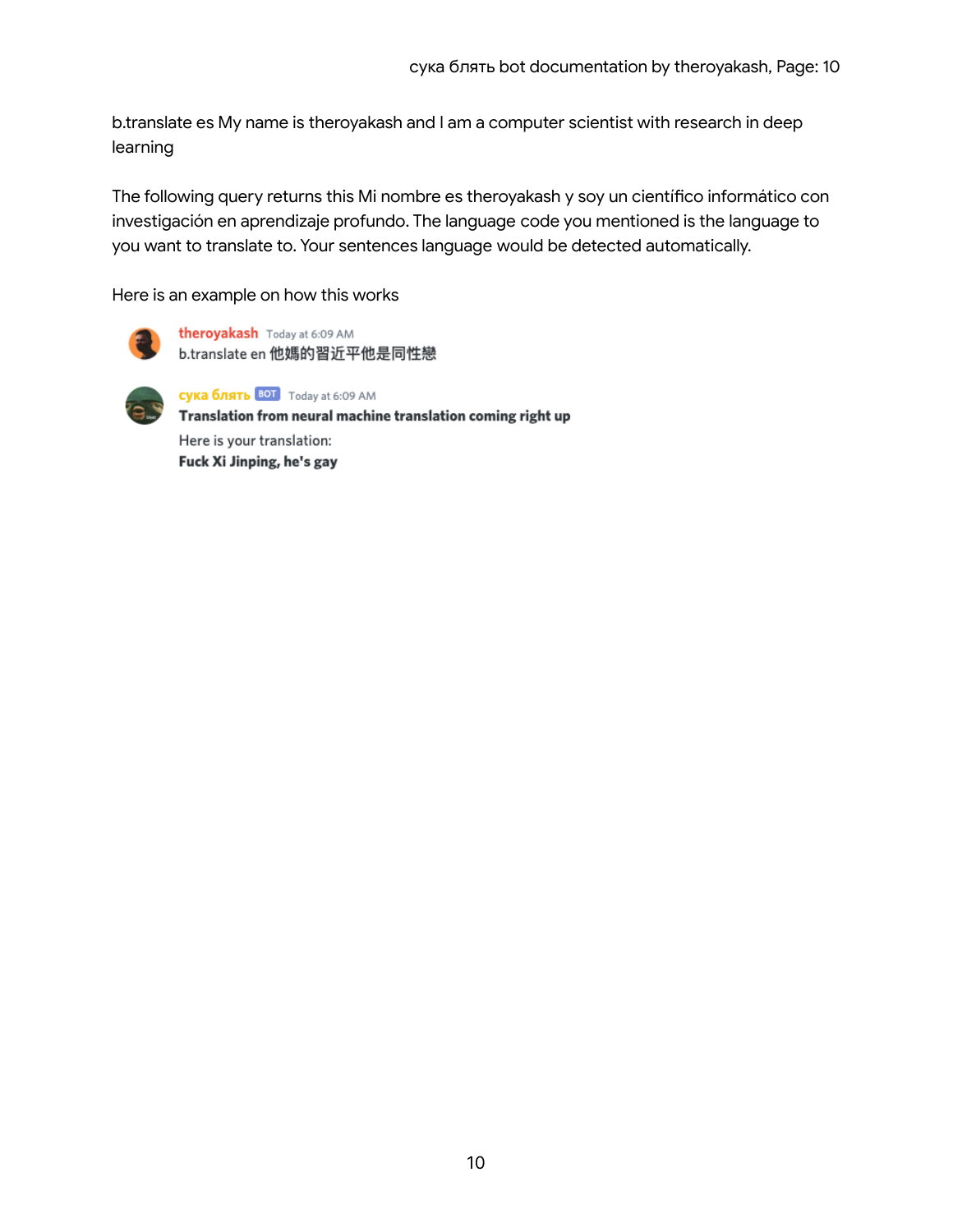b.translate es My name is theroyakash and I am a computer scientist with research in deep learning

The following query returns this Mi nombre es theroyakash y soy un científico informático con investigación en aprendizaje profundo. The language code you mentioned is the language to you want to translate to. Your sentences language would be detected automatically.

Here is an example on how this works

**theroyakash** Today at 6:09 AM
b.translate en 他媽的習近平他是同性戀

**сука блять** BOT Today at 6:09 AM
**Translation from neural machine translation coming right up**
Here is your translation:
**Fuck Xi Jinping, he's gay**